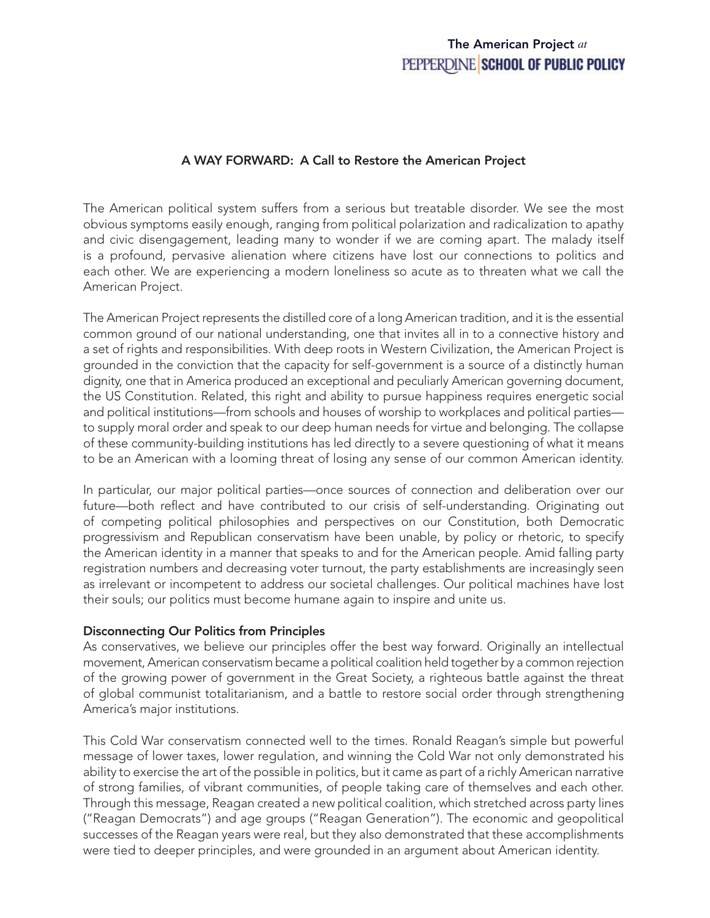The American Project *at* PEPPERDINE SCHOOL OF PUBLIC POLICY

# A WAY FORWARD: A Call to Restore the American Project

The American political system suffers from a serious but treatable disorder. We see the most obvious symptoms easily enough, ranging from political polarization and radicalization to apathy and civic disengagement, leading many to wonder if we are coming apart. The malady itself is a profound, pervasive alienation where citizens have lost our connections to politics and each other. We are experiencing a modern loneliness so acute as to threaten what we call the American Project.

The American Project represents the distilled core of a long American tradition, and it is the essential common ground of our national understanding, one that invites all in to a connective history and a set of rights and responsibilities. With deep roots in Western Civilization, the American Project is grounded in the conviction that the capacity for self-government is a source of a distinctly human dignity, one that in America produced an exceptional and peculiarly American governing document, the US Constitution. Related, this right and ability to pursue happiness requires energetic social and political institutions—from schools and houses of worship to workplaces and political parties—to supply moral order and speak to our deep human needs for virtue and belonging. The collapse of these community-building institutions has led directly to a severe questioning of what it means to be an American with a looming threat of losing any sense of our common American identity.

In particular, our major political parties—once sources of connection and deliberation over our future—both reflect and have contributed to our crisis of self-understanding. Originating out of competing political philosophies and perspectives on our Constitution, both Democratic progressivism and Republican conservatism have been unable, by policy or rhetoric, to specify the American identity in a manner that speaks to and for the American people. Amid falling party registration numbers and decreasing voter turnout, the party establishments are increasingly seen as irrelevant or incompetent to address our societal challenges. Our political machines have lost their souls; our politics must become humane again to inspire and unite us.

## Disconnecting Our Politics from Principles

As conservatives, we believe our principles offer the best way forward. Originally an intellectual movement, American conservatism became a political coalition held together by a common rejection of the growing power of government in the Great Society, a righteous battle against the threat of global communist totalitarianism, and a battle to restore social order through strengthening America's major institutions.

This Cold War conservatism connected well to the times. Ronald Reagan's simple but powerful message of lower taxes, lower regulation, and winning the Cold War not only demonstrated his ability to exercise the art of the possible in politics, but it came as part of a richly American narrative of strong families, of vibrant communities, of people taking care of themselves and each other. Through this message, Reagan created a new political coalition, which stretched across party lines ("Reagan Democrats") and age groups ("Reagan Generation"). The economic and geopolitical successes of the Reagan years were real, but they also demonstrated that these accomplishments were tied to deeper principles, and were grounded in an argument about American identity.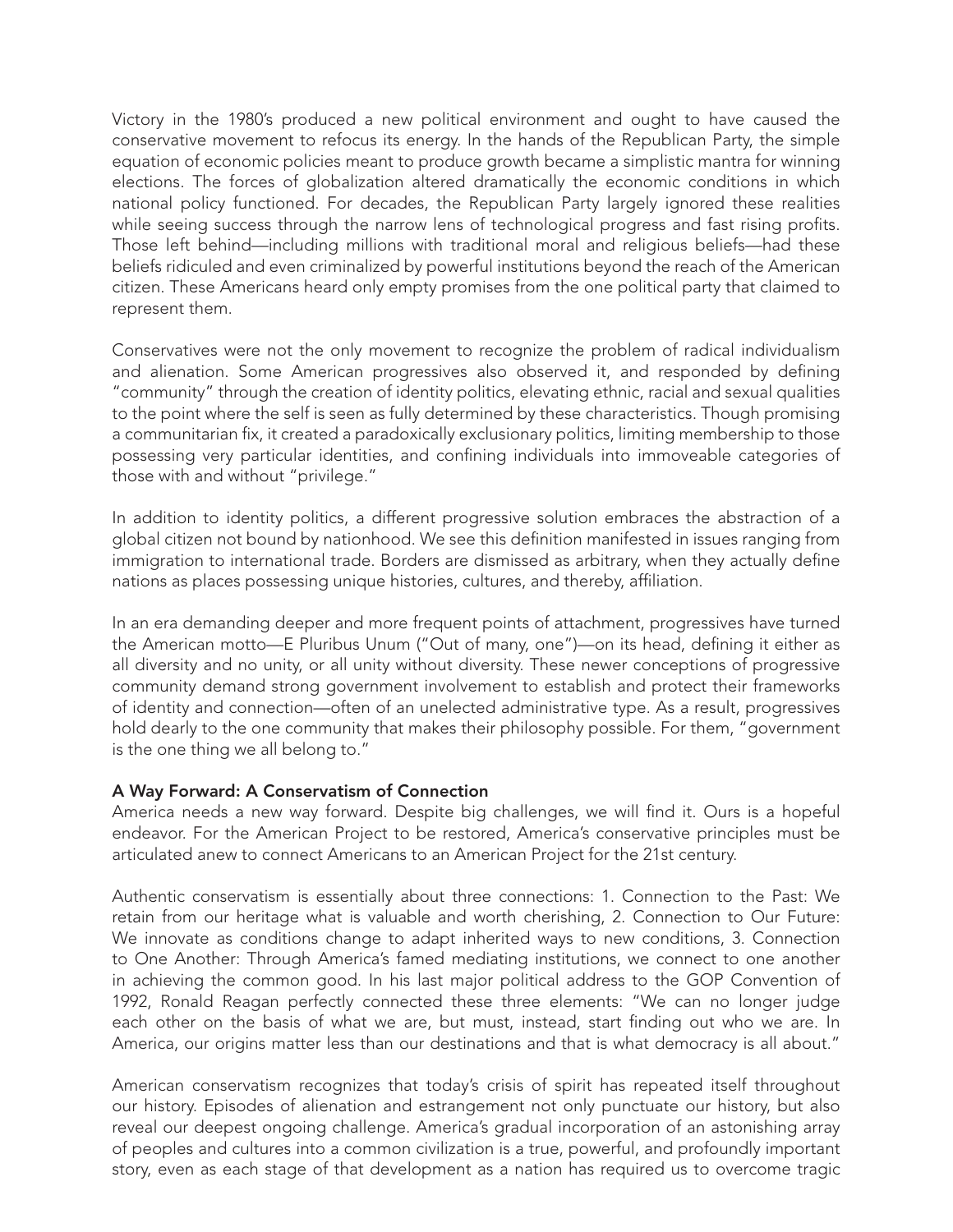Victory in the 1980's produced a new political environment and ought to have caused the conservative movement to refocus its energy. In the hands of the Republican Party, the simple equation of economic policies meant to produce growth became a simplistic mantra for winning elections. The forces of globalization altered dramatically the economic conditions in which national policy functioned. For decades, the Republican Party largely ignored these realities while seeing success through the narrow lens of technological progress and fast rising profits. Those left behind—including millions with traditional moral and religious beliefs—had these beliefs ridiculed and even criminalized by powerful institutions beyond the reach of the American citizen. These Americans heard only empty promises from the one political party that claimed to represent them.

Conservatives were not the only movement to recognize the problem of radical individualism and alienation. Some American progressives also observed it, and responded by defining "community" through the creation of identity politics, elevating ethnic, racial and sexual qualities to the point where the self is seen as fully determined by these characteristics. Though promising a communitarian fix, it created a paradoxically exclusionary politics, limiting membership to those possessing very particular identities, and confining individuals into immoveable categories of those with and without "privilege."

In addition to identity politics, a different progressive solution embraces the abstraction of a global citizen not bound by nationhood. We see this definition manifested in issues ranging from immigration to international trade. Borders are dismissed as arbitrary, when they actually define nations as places possessing unique histories, cultures, and thereby, affiliation.

In an era demanding deeper and more frequent points of attachment, progressives have turned the American motto—E Pluribus Unum ("Out of many, one")—on its head, defining it either as all diversity and no unity, or all unity without diversity. These newer conceptions of progressive community demand strong government involvement to establish and protect their frameworks of identity and connection—often of an unelected administrative type. As a result, progressives hold dearly to the one community that makes their philosophy possible. For them, "government is the one thing we all belong to."

**A Way Forward: A Conservatism of Connection**

America needs a new way forward. Despite big challenges, we will find it. Ours is a hopeful endeavor. For the American Project to be restored, America's conservative principles must be articulated anew to connect Americans to an American Project for the 21st century.

Authentic conservatism is essentially about three connections: 1. Connection to the Past: We retain from our heritage what is valuable and worth cherishing, 2. Connection to Our Future: We innovate as conditions change to adapt inherited ways to new conditions, 3. Connection to One Another: Through America's famed mediating institutions, we connect to one another in achieving the common good. In his last major political address to the GOP Convention of 1992, Ronald Reagan perfectly connected these three elements: "We can no longer judge each other on the basis of what we are, but must, instead, start finding out who we are. In America, our origins matter less than our destinations and that is what democracy is all about."

American conservatism recognizes that today's crisis of spirit has repeated itself throughout our history. Episodes of alienation and estrangement not only punctuate our history, but also reveal our deepest ongoing challenge. America's gradual incorporation of an astonishing array of peoples and cultures into a common civilization is a true, powerful, and profoundly important story, even as each stage of that development as a nation has required us to overcome tragic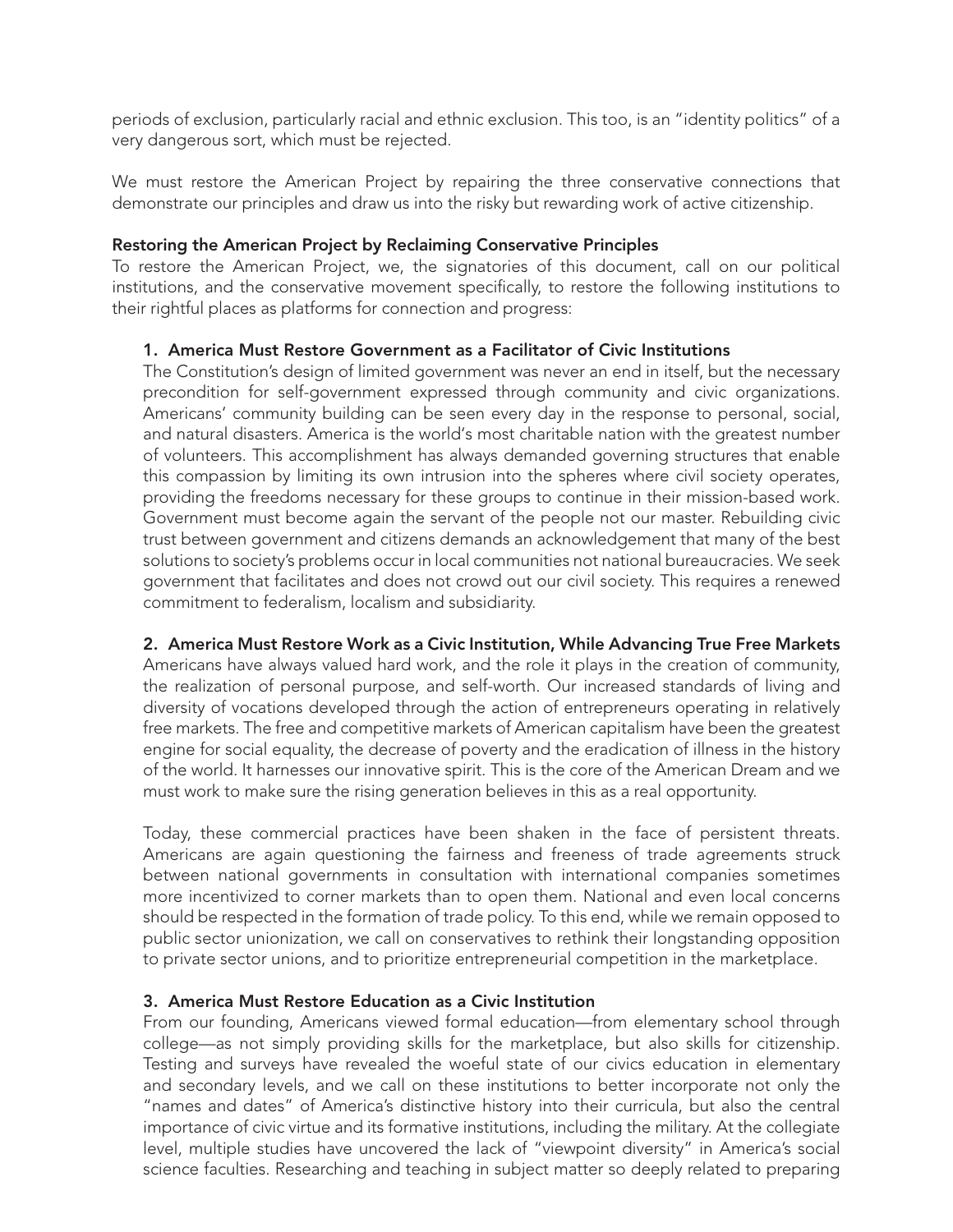periods of exclusion, particularly racial and ethnic exclusion. This too, is an "identity politics" of a very dangerous sort, which must be rejected.

We must restore the American Project by repairing the three conservative connections that demonstrate our principles and draw us into the risky but rewarding work of active citizenship.

**Restoring the American Project by Reclaiming Conservative Principles**

To restore the American Project, we, the signatories of this document, call on our political institutions, and the conservative movement specifically, to restore the following institutions to their rightful places as platforms for connection and progress:

**1. America Must Restore Government as a Facilitator of Civic Institutions**

The Constitution's design of limited government was never an end in itself, but the necessary precondition for self-government expressed through community and civic organizations. Americans' community building can be seen every day in the response to personal, social, and natural disasters. America is the world's most charitable nation with the greatest number of volunteers. This accomplishment has always demanded governing structures that enable this compassion by limiting its own intrusion into the spheres where civil society operates, providing the freedoms necessary for these groups to continue in their mission-based work. Government must become again the servant of the people not our master. Rebuilding civic trust between government and citizens demands an acknowledgement that many of the best solutions to society's problems occur in local communities not national bureaucracies. We seek government that facilitates and does not crowd out our civil society. This requires a renewed commitment to federalism, localism and subsidiarity.

**2. America Must Restore Work as a Civic Institution, While Advancing True Free Markets**

Americans have always valued hard work, and the role it plays in the creation of community, the realization of personal purpose, and self-worth. Our increased standards of living and diversity of vocations developed through the action of entrepreneurs operating in relatively free markets. The free and competitive markets of American capitalism have been the greatest engine for social equality, the decrease of poverty and the eradication of illness in the history of the world. It harnesses our innovative spirit. This is the core of the American Dream and we must work to make sure the rising generation believes in this as a real opportunity.

Today, these commercial practices have been shaken in the face of persistent threats. Americans are again questioning the fairness and freeness of trade agreements struck between national governments in consultation with international companies sometimes more incentivized to corner markets than to open them. National and even local concerns should be respected in the formation of trade policy. To this end, while we remain opposed to public sector unionization, we call on conservatives to rethink their longstanding opposition to private sector unions, and to prioritize entrepreneurial competition in the marketplace.

**3. America Must Restore Education as a Civic Institution**

From our founding, Americans viewed formal education—from elementary school through college—as not simply providing skills for the marketplace, but also skills for citizenship. Testing and surveys have revealed the woeful state of our civics education in elementary and secondary levels, and we call on these institutions to better incorporate not only the "names and dates" of America's distinctive history into their curricula, but also the central importance of civic virtue and its formative institutions, including the military. At the collegiate level, multiple studies have uncovered the lack of "viewpoint diversity" in America's social science faculties. Researching and teaching in subject matter so deeply related to preparing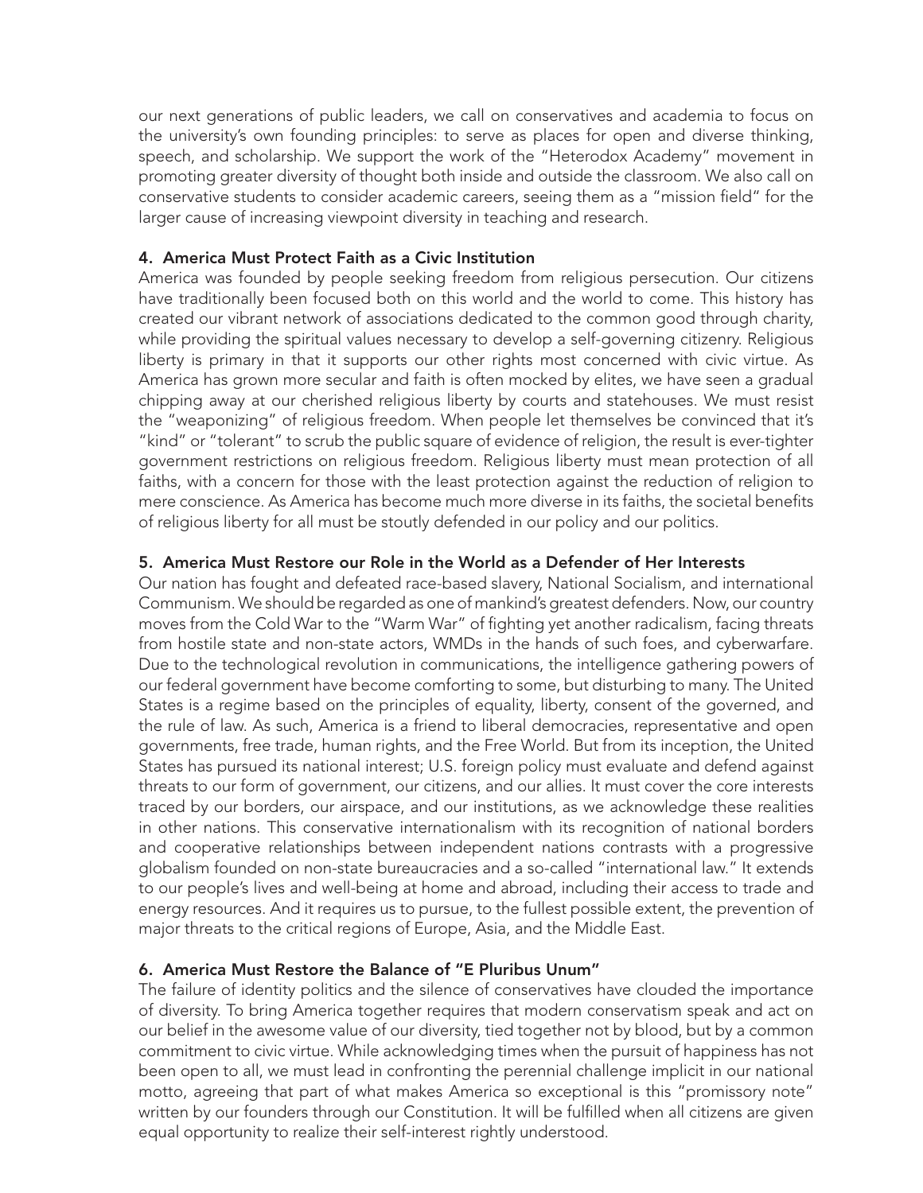our next generations of public leaders, we call on conservatives and academia to focus on the university's own founding principles: to serve as places for open and diverse thinking, speech, and scholarship. We support the work of the "Heterodox Academy" movement in promoting greater diversity of thought both inside and outside the classroom. We also call on conservative students to consider academic careers, seeing them as a "mission field" for the larger cause of increasing viewpoint diversity in teaching and research.

### 4. America Must Protect Faith as a Civic Institution

America was founded by people seeking freedom from religious persecution. Our citizens have traditionally been focused both on this world and the world to come. This history has created our vibrant network of associations dedicated to the common good through charity, while providing the spiritual values necessary to develop a self-governing citizenry. Religious liberty is primary in that it supports our other rights most concerned with civic virtue. As America has grown more secular and faith is often mocked by elites, we have seen a gradual chipping away at our cherished religious liberty by courts and statehouses. We must resist the "weaponizing" of religious freedom. When people let themselves be convinced that it's "kind" or "tolerant" to scrub the public square of evidence of religion, the result is ever-tighter government restrictions on religious freedom. Religious liberty must mean protection of all faiths, with a concern for those with the least protection against the reduction of religion to mere conscience. As America has become much more diverse in its faiths, the societal benefits of religious liberty for all must be stoutly defended in our policy and our politics.

### 5. America Must Restore our Role in the World as a Defender of Her Interests

Our nation has fought and defeated race-based slavery, National Socialism, and international Communism. We should be regarded as one of mankind's greatest defenders. Now, our country moves from the Cold War to the "Warm War" of fighting yet another radicalism, facing threats from hostile state and non-state actors, WMDs in the hands of such foes, and cyberwarfare. Due to the technological revolution in communications, the intelligence gathering powers of our federal government have become comforting to some, but disturbing to many. The United States is a regime based on the principles of equality, liberty, consent of the governed, and the rule of law. As such, America is a friend to liberal democracies, representative and open governments, free trade, human rights, and the Free World. But from its inception, the United States has pursued its national interest; U.S. foreign policy must evaluate and defend against threats to our form of government, our citizens, and our allies. It must cover the core interests traced by our borders, our airspace, and our institutions, as we acknowledge these realities in other nations. This conservative internationalism with its recognition of national borders and cooperative relationships between independent nations contrasts with a progressive globalism founded on non-state bureaucracies and a so-called "international law." It extends to our people's lives and well-being at home and abroad, including their access to trade and energy resources. And it requires us to pursue, to the fullest possible extent, the prevention of major threats to the critical regions of Europe, Asia, and the Middle East.

### 6. America Must Restore the Balance of "E Pluribus Unum"

The failure of identity politics and the silence of conservatives have clouded the importance of diversity. To bring America together requires that modern conservatism speak and act on our belief in the awesome value of our diversity, tied together not by blood, but by a common commitment to civic virtue. While acknowledging times when the pursuit of happiness has not been open to all, we must lead in confronting the perennial challenge implicit in our national motto, agreeing that part of what makes America so exceptional is this "promissory note" written by our founders through our Constitution. It will be fulfilled when all citizens are given equal opportunity to realize their self-interest rightly understood.